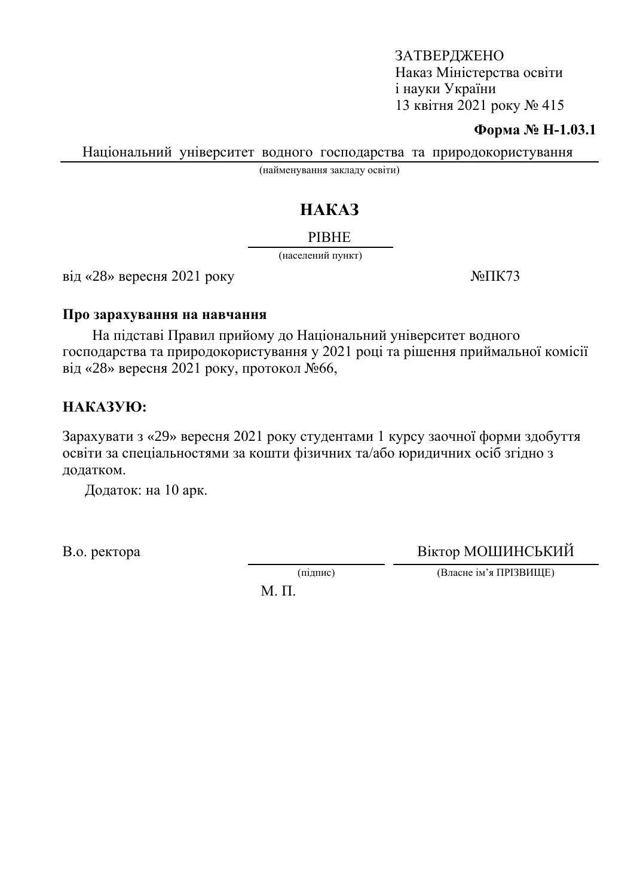ЗАТВЕРДЖЕНО
Наказ Міністерства освіти
і науки України
13 квітня 2021 року № 415

**Форма № Н-1.03.1**

Національний університет водного господарства та природокористування
(найменування закладу освіти)

# НАКАЗ

РІВНЕ
(населений пункт)

від «28» вересня 2021 року №ПК73

**Про зарахування на навчання**

На підставі Правил прийому до Національний університет водного господарства та природокористування у 2021 році та рішення приймальної комісії від «28» вересня 2021 року, протокол №66,

**НАКАЗУЮ:**

Зарахувати з «29» вересня 2021 року студентами 1 курсу заочної форми здобуття освіти за спеціальностями за кошти фізичних та/або юридичних осіб згідно з додатком.

Додаток: на 10 арк.

В.о. ректора _______________ Віктор МОШИНСЬКИЙ
(підпис) (Власне ім'я ПРІЗВИЩЕ)

М. П.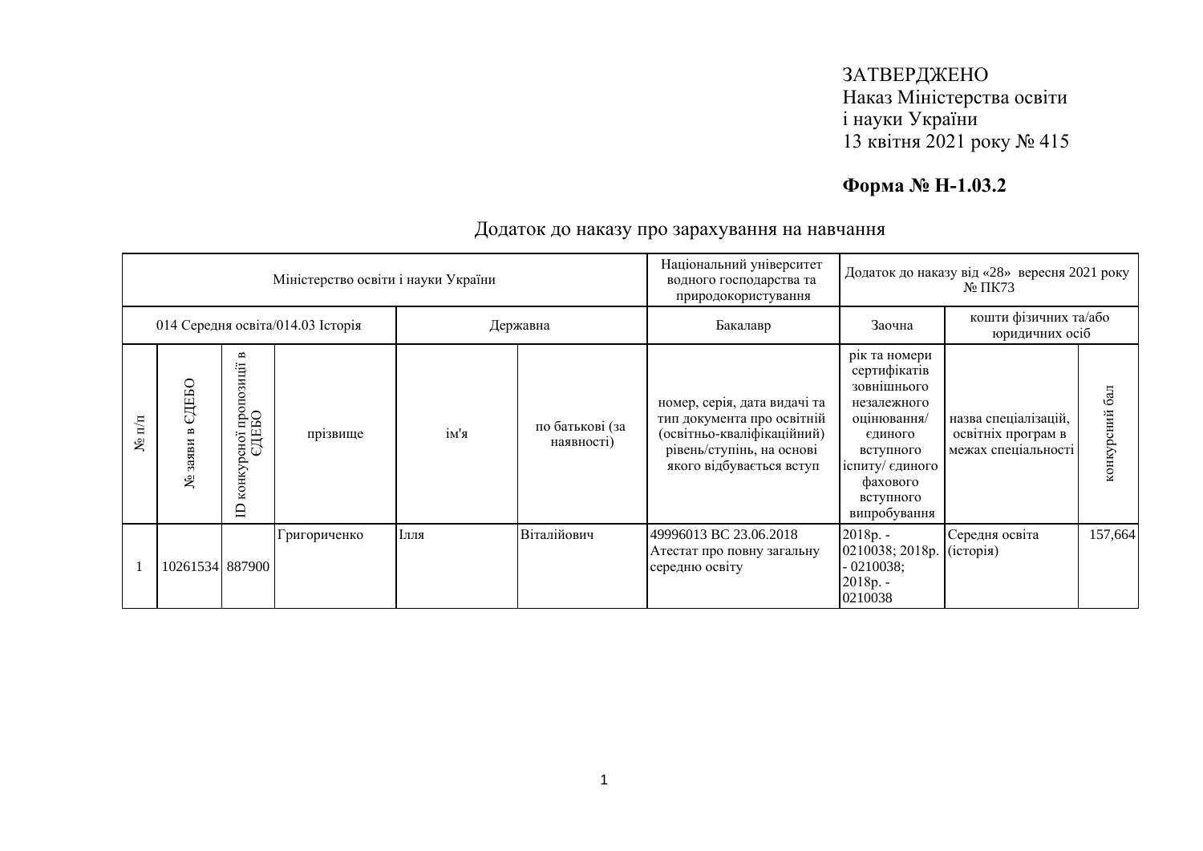ЗАТВЕРДЖЕНО
Наказ Міністерства освіти
і науки України
13 квітня 2021 року № 415

**Форма № Н-1.03.2**

## Додаток до наказу про зарахування на навчання

| Міністерство освіти і науки України | | | | | | Національний університет водного господарства та природокористування | Додаток до наказу від «28» вересня 2021 року № ПК73 | | |
|---|---|---|---|---|---|---|---|---|---|
| 014 Середня освіта/014.03 Історія | | | | Державна | | Бакалавр | Заочна | кошти фізичних та/або юридичних осіб | |
| № п/п | № заяви в ЄДЕБО | ID конкурсної пропозиції в ЄДЕБО | прізвище | ім'я | по батькові (за наявності) | номер, серія, дата видачі та тип документа про освітній (освітньо-кваліфікаційний) рівень/ступінь, на основі якого відбувається вступ | рік та номери сертифікатів зовнішнього незалежного оцінювання/ єдиного вступного іспиту/ єдиного фахового вступного випробування | назва спеціалізацій, освітніх програм в межах спеціальності | конкурсний бал |
| 1 | 10261534 | 887900 | Григориченко | Ілля | Віталійович | 49996013 ВС 23.06.2018 Атестат про повну загальну середню освіту | 2018р. - 0210038; 2018р. - 0210038; 2018р. - 0210038 | Середня освіта (історія) | 157,664 |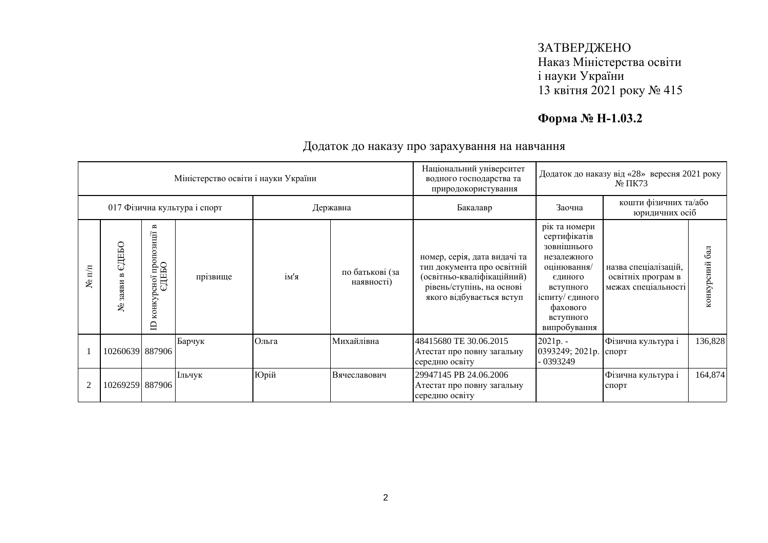ЗАТВЕРДЖЕНО
Наказ Міністерства освіти
і науки України
13 квітня 2021 року № 415

**Форма № Н-1.03.2**

Додаток до наказу про зарахування на навчання

| Міністерство освіти і науки України | | | | | | Національний університет водного господарства та природокористування | Додаток до наказу від «28» вересня 2021 року № ПК73 | | |
|---|---|---|---|---|---|---|---|---|---|
| 017 Фізична культура і спорт | | | | Державна | | Бакалавр | Заочна | кошти фізичних та/або юридичних осіб | |
| № п/п | № заяви в ЄДЕБО | ID конкурсної пропозиції в ЄДЕБО | прізвище | ім'я | по батькові (за наявності) | номер, серія, дата видачі та тип документа про освітній (освітньо-кваліфікаційний) рівень/ступінь, на основі якого відбувається вступ | рік та номери сертифікатів зовнішнього незалежного оцінювання/ єдиного вступного іспиту/ єдиного фахового вступного випробування | назва спеціалізацій, освітніх програм в межах спеціальності | конкурсний бал |
| 1 | 10260639 | 887906 | Барчук | Ольга | Михайлівна | 48415680 ТЕ 30.06.2015 Атестат про повну загальну середню освіту | 2021р. - 0393249; 2021р. - 0393249 | Фізична культура і спорт | 136,828 |
| 2 | 10269259 | 887906 | Ільчук | Юрій | Вячеславович | 29947145 РВ 24.06.2006 Атестат про повну загальну середню освіту | | Фізична культура і спорт | 164,874 |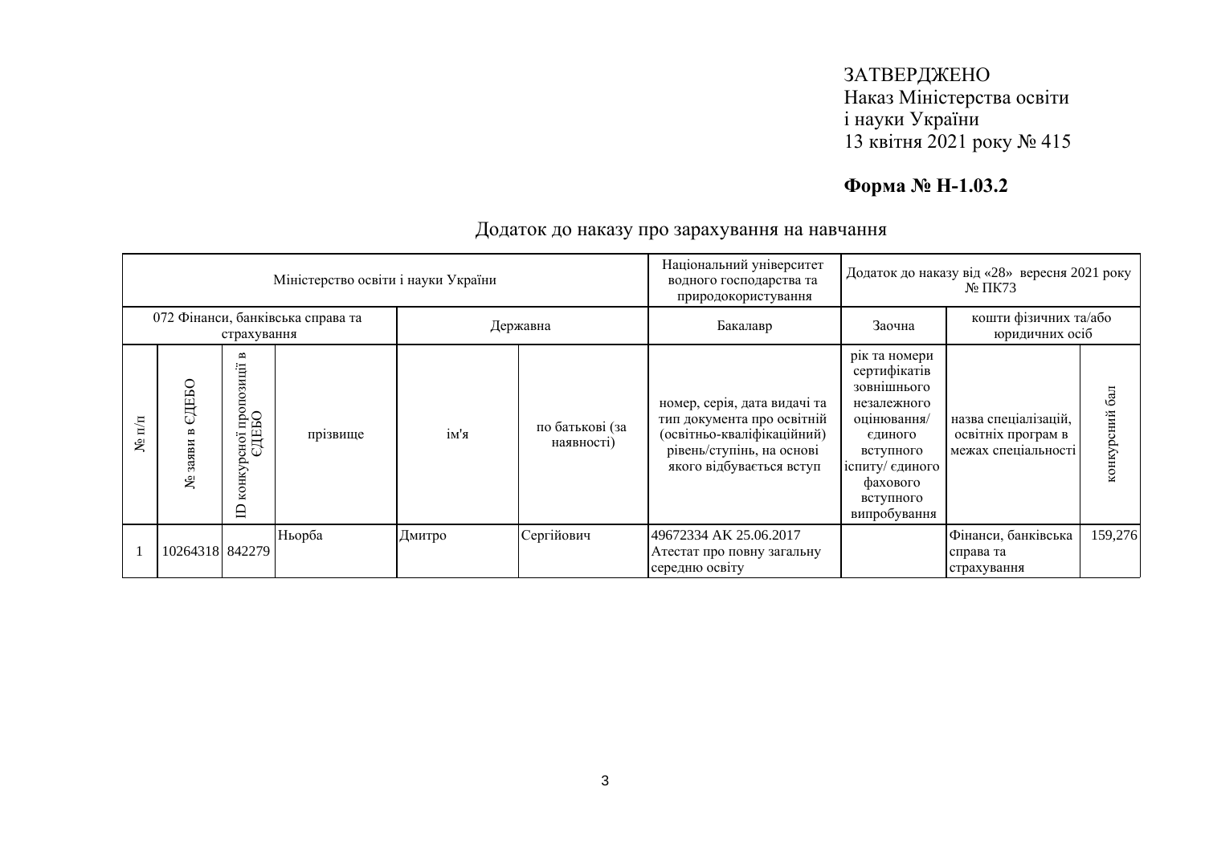ЗАТВЕРДЖЕНО
Наказ Міністерства освіти
і науки України
13 квітня 2021 року № 415

**Форма № Н-1.03.2**

## Додаток до наказу про зарахування на навчання

| Міністерство освіти і науки України | | | | | | Національний університет водного господарства та природокористування | Додаток до наказу від «28» вересня 2021 року № ПК73 | | |
|---|---|---|---|---|---|---|---|---|---|
| 072 Фінанси, банківська справа та страхування | | | Державна | | | Бакалавр | Заочна | кошти фізичних та/або юридичних осіб | |
| № п/п | № заяви в ЄДЕБО | ID конкурсної пропозиції в ЄДЕБО | прізвище | ім'я | по батькові (за наявності) | номер, серія, дата видачі та тип документа про освітній (освітньо-кваліфікаційний) рівень/ступінь, на основі якого відбувається вступ | рік та номери сертифікатів зовнішнього незалежного оцінювання/ єдиного вступного іспиту/ єдиного фахового вступного випробування | назва спеціалізацій, освітніх програм в межах спеціальності | конкурсний бал |
| 1 | 10264318 | 842279 | Ньорба | Дмитро | Сергійович | 49672334 АК 25.06.2017 Атестат про повну загальну середню освіту | | Фінанси, банківська справа та страхування | 159,276 |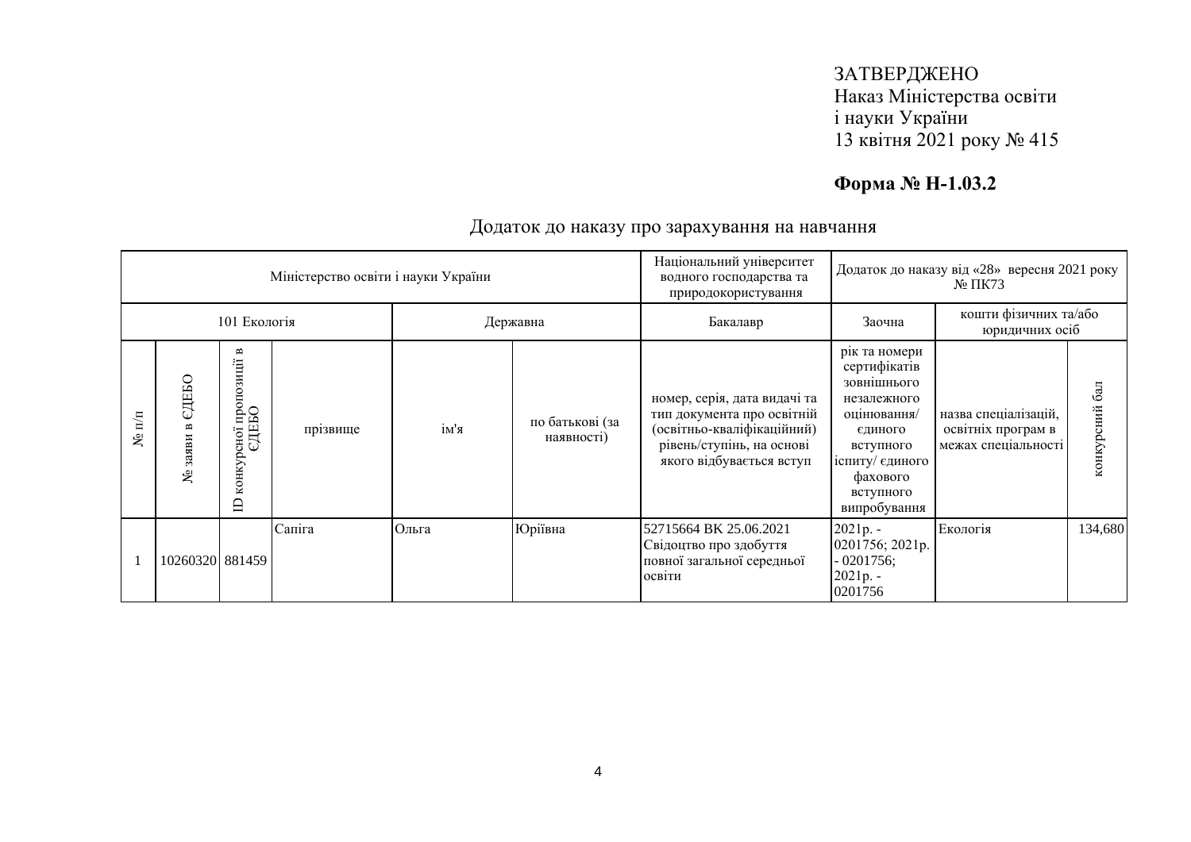ЗАТВЕРДЖЕНО
Наказ Міністерства освіти
і науки України
13 квітня 2021 року № 415

**Форма № Н-1.03.2**

Додаток до наказу про зарахування на навчання

| Міністерство освіти і науки України | | | | | | Національний університет водного господарства та природокористування | Додаток до наказу від «28» вересня 2021 року № ПК73 | | |
|---|---|---|---|---|---|---|---|---|---|
| 101 Екологія | | | | Державна | | Бакалавр | Заочна | кошти фізичних та/або юридичних осіб | |
| № п/п | № заяви в ЄДЕБО | ID конкурсної пропозиції в ЄДЕБО | прізвище | ім'я | по батькові (за наявності) | номер, серія, дата видачі та тип документа про освітній (освітньо-кваліфікаційний) рівень/ступінь, на основі якого відбувається вступ | рік та номери сертифікатів зовнішнього незалежного оцінювання/ єдиного вступного іспиту/ єдиного фахового вступного випробування | назва спеціалізацій, освітніх програм в межах спеціальності | конкурсний бал |
| 1 | 10260320 | 881459 | Сапіга | Ольга | Юріївна | 52715664 ВК 25.06.2021 Свідоцтво про здобуття повної загальної середньої освіти | 2021р. - 0201756; 2021р. - 0201756; 2021р. - 0201756 | Екологія | 134,680 |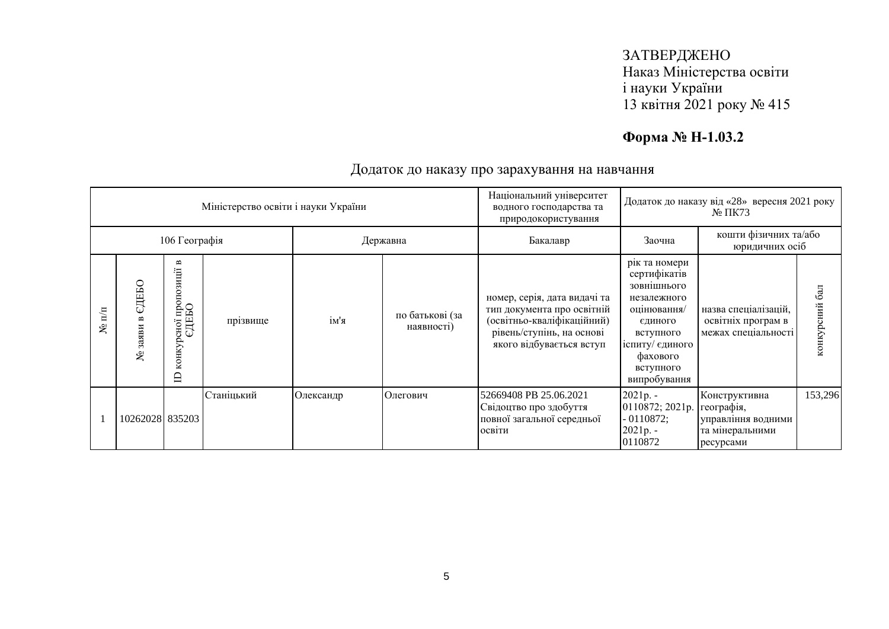ЗАТВЕРДЖЕНО
Наказ Міністерства освіти
і науки України
13 квітня 2021 року № 415

**Форма № Н-1.03.2**

Додаток до наказу про зарахування на навчання

| Міністерство освіти і науки України | | | | | | Національний університет водного господарства та природокористування | Додаток до наказу від «28» вересня 2021 року № ПК73 | | |
|---|---|---|---|---|---|---|---|---|---|
| 106 Географія | | | | Державна | | Бакалавр | Заочна | кошти фізичних та/або юридичних осіб | |
| № п/п | № заяви в ЄДЕБО | ID конкурсної пропозиції в ЄДЕБО | прізвище | ім'я | по батькові (за наявності) | номер, серія, дата видачі та тип документа про освітній (освітньо-кваліфікаційний) рівень/ступінь, на основі якого відбувається вступ | рік та номери сертифікатів зовнішнього незалежного оцінювання/ єдиного вступного іспиту/ єдиного фахового вступного випробування | назва спеціалізацій, освітніх програм в межах спеціальності | конкурсний бал |
| 1 | 10262028 | 835203 | Станіцький | Олександр | Олегович | 52669408 РВ 25.06.2021 Свідоцтво про здобуття повної загальної середньої освіти | 2021р. - 0110872; 2021р. - 0110872; 2021р. - 0110872 | Конструктивна географія, управління водними та мінеральними ресурсами | 153,296 |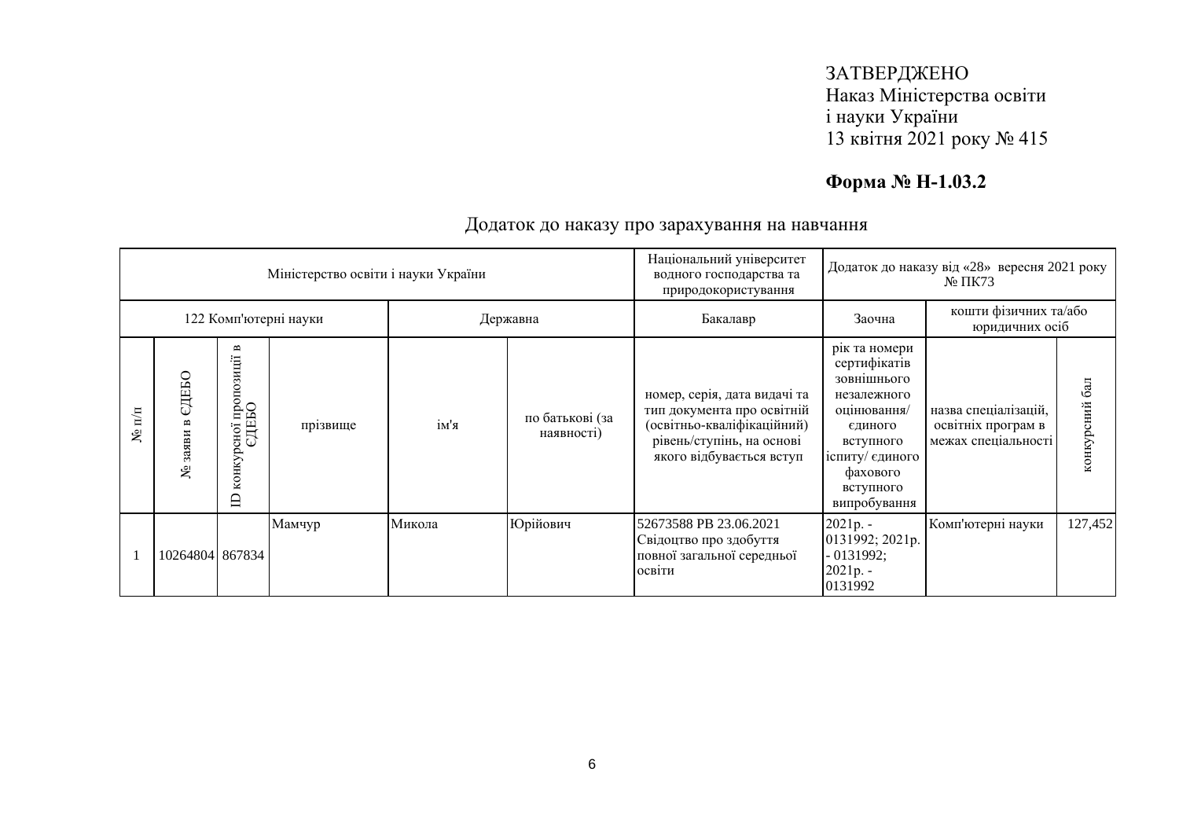ЗАТВЕРДЖЕНО
Наказ Міністерства освіти
і науки України
13 квітня 2021 року № 415

**Форма № Н-1.03.2**

## Додаток до наказу про зарахування на навчання

| Міністерство освіти і науки України | | | | | | Національний університет водного господарства та природокористування | Додаток до наказу від «28» вересня 2021 року № ПК73 | | |
|---|---|---|---|---|---|---|---|---|---|
| 122 Комп'ютерні науки | | | | Державна | | Бакалавр | Заочна | кошти фізичних та/або юридичних осіб | |
| № п/п | № заяви в ЄДЕБО | ID конкурсної пропозиції в ЄДЕБО | прізвище | ім'я | по батькові (за наявності) | номер, серія, дата видачі та тип документа про освітній (освітньо-кваліфікаційний) рівень/ступінь, на основі якого відбувається вступ | рік та номери сертифікатів зовнішнього незалежного оцінювання/ єдиного вступного іспиту/ єдиного фахового вступного випробування | назва спеціалізацій, освітніх програм в межах спеціальності | конкурсний бал |
| 1 | 10264804 | 867834 | Мамчур | Микола | Юрійович | 52673588 РВ 23.06.2021 Свідоцтво про здобуття повної загальної середньої освіти | 2021р. - 0131992; 2021р. - 0131992; 2021р. - 0131992 | Комп'ютерні науки | 127,452 |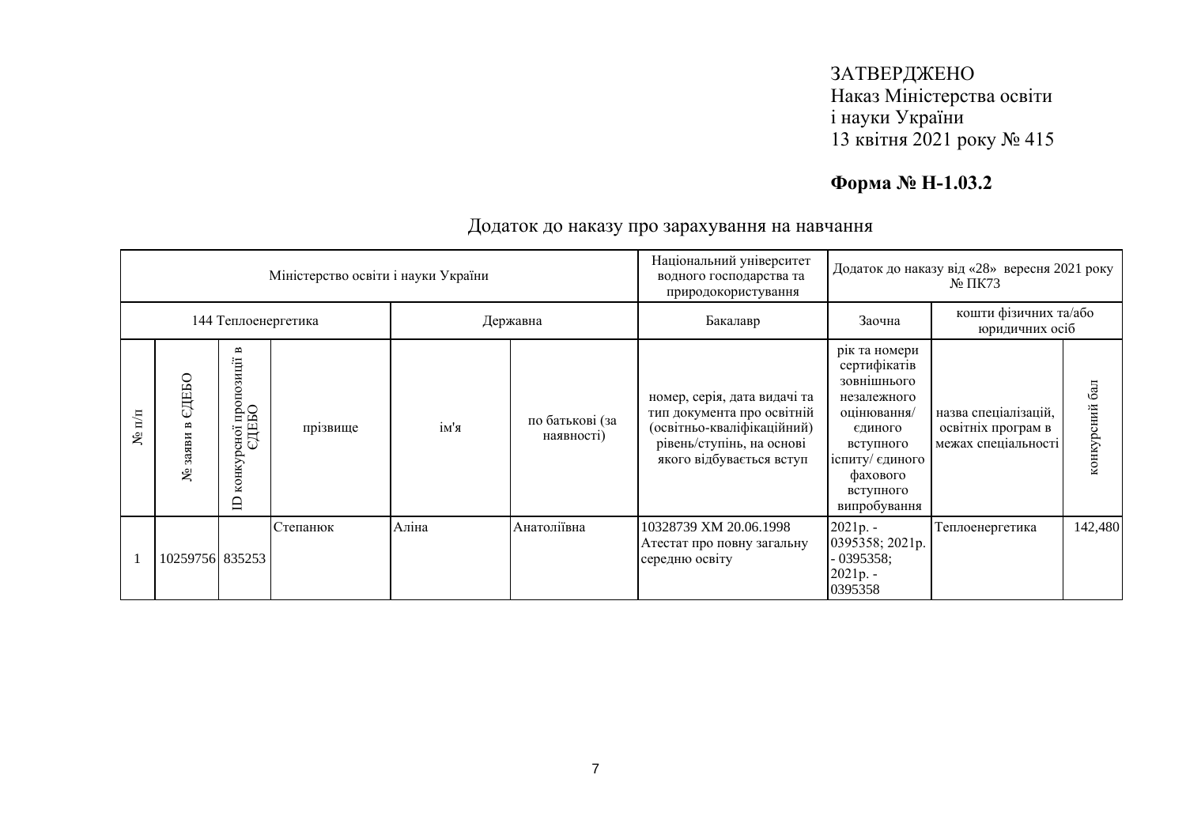ЗАТВЕРДЖЕНО
Наказ Міністерства освіти
і науки України
13 квітня 2021 року № 415

**Форма № Н-1.03.2**

Додаток до наказу про зарахування на навчання

| Міністерство освіти і науки України | | | | | | Національний університет водного господарства та природокористування | Додаток до наказу від «28» вересня 2021 року № ПК73 | | |
|---|---|---|---|---|---|---|---|---|---|
| 144 Теплоенергетика | | | | Державна | | Бакалавр | Заочна | кошти фізичних та/або юридичних осіб | |
| № п/п | № заяви в ЄДЕБО | ID конкурсної пропозиції в ЄДЕБО | прізвище | ім'я | по батькові (за наявності) | номер, серія, дата видачі та тип документа про освітній (освітньо-кваліфікаційний) рівень/ступінь, на основі якого відбувається вступ | рік та номери сертифікатів зовнішнього незалежного оцінювання/ єдиного вступного іспиту/ єдиного фахового вступного випробування | назва спеціалізацій, освітніх програм в межах спеціальності | конкурсний бал |
| 1 | 10259756 | 835253 | Степанюк | Аліна | Анатоліївна | 10328739 ХМ 20.06.1998 Атестат про повну загальну середню освіту | 2021р. - 0395358; 2021р. - 0395358; 2021р. - 0395358 | Теплоенергетика | 142,480 |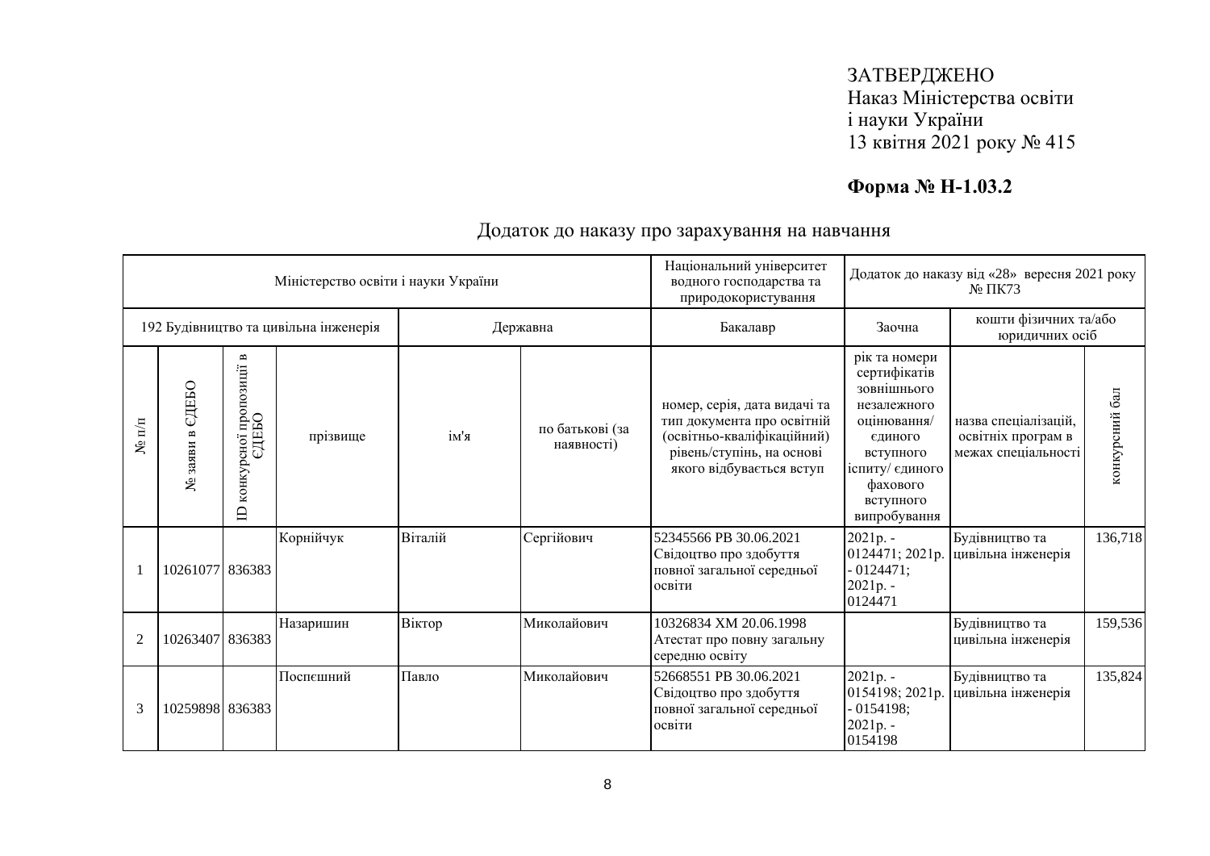ЗАТВЕРДЖЕНО
Наказ Міністерства освіти
і науки України
13 квітня 2021 року № 415

**Форма № Н-1.03.2**

Додаток до наказу про зарахування на навчання

| Міністерство освіти і науки України | | | | | | Національний університет водного господарства та природокористування | Додаток до наказу від «28» вересня 2021 року № ПК73 | | |
|---|---|---|---|---|---|---|---|---|---|
| 192 Будівництво та цивільна інженерія | | | | Державна | | Бакалавр | Заочна | кошти фізичних та/або юридичних осіб | |
| № п/п | № заяви в ЄДЕБО | ID конкурсної пропозиції в ЄДЕБО | прізвище | ім'я | по батькові (за наявності) | номер, серія, дата видачі та тип документа про освітній (освітньо-кваліфікаційний) рівень/ступінь, на основі якого відбувається вступ | рік та номери сертифікатів зовнішнього незалежного оцінювання/ єдиного вступного іспиту/ єдиного фахового вступного випробування | назва спеціалізацій, освітніх програм в межах спеціальності | конкурсний бал |
| 1 | 10261077 | 836383 | Корнійчук | Віталій | Сергійович | 52345566 РВ 30.06.2021 Свідоцтво про здобуття повної загальної середньої освіти | 2021р. - 0124471; 2021р. - 0124471; 2021р. - 0124471 | Будівництво та цивільна інженерія | 136,718 |
| 2 | 10263407 | 836383 | Назаришин | Віктор | Миколайович | 10326834 ХМ 20.06.1998 Атестат про повну загальну середню освіту | | Будівництво та цивільна інженерія | 159,536 |
| 3 | 10259898 | 836383 | Поспєшний | Павло | Миколайович | 52668551 РВ 30.06.2021 Свідоцтво про здобуття повної загальної середньої освіти | 2021р. - 0154198; 2021р. - 0154198; 2021р. - 0154198 | Будівництво та цивільна інженерія | 135,824 |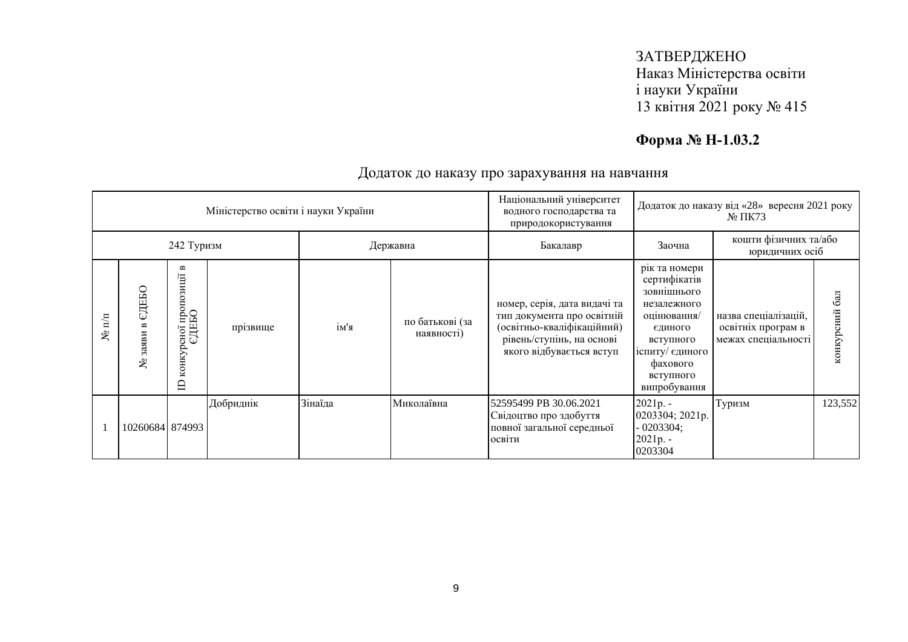ЗАТВЕРДЖЕНО
Наказ Міністерства освіти
і науки України
13 квітня 2021 року № 415

**Форма № Н-1.03.2**

Додаток до наказу про зарахування на навчання

| Міністерство освіти і науки України | | | | | | Національний університет водного господарства та природокористування | Додаток до наказу від «28» вересня 2021 року № ПК73 | | |
|---|---|---|---|---|---|---|---|---|---|
| 242 Туризм | | | | Державна | | Бакалавр | Заочна | кошти фізичних та/або юридичних осіб | |
| № п/п | № заяви в ЄДЕБО | ID конкурсної пропозиції в ЄДЕБО | прізвище | ім'я | по батькові (за наявності) | номер, серія, дата видачі та тип документа про освітній (освітньо-кваліфікаційний) рівень/ступінь, на основі якого відбувається вступ | рік та номери сертифікатів зовнішнього незалежного оцінювання/ єдиного вступного іспиту/ єдиного фахового вступного випробування | назва спеціалізацій, освітніх програм в межах спеціальності | конкурсний бал |
| 1 | 10260684 | 874993 | Добриднік | Зінаїда | Миколаївна | 52595499 РВ 30.06.2021 Свідоцтво про здобуття повної загальної середньої освіти | 2021р. - 0203304; 2021р. - 0203304; 2021р. - 0203304 | Туризм | 123,552 |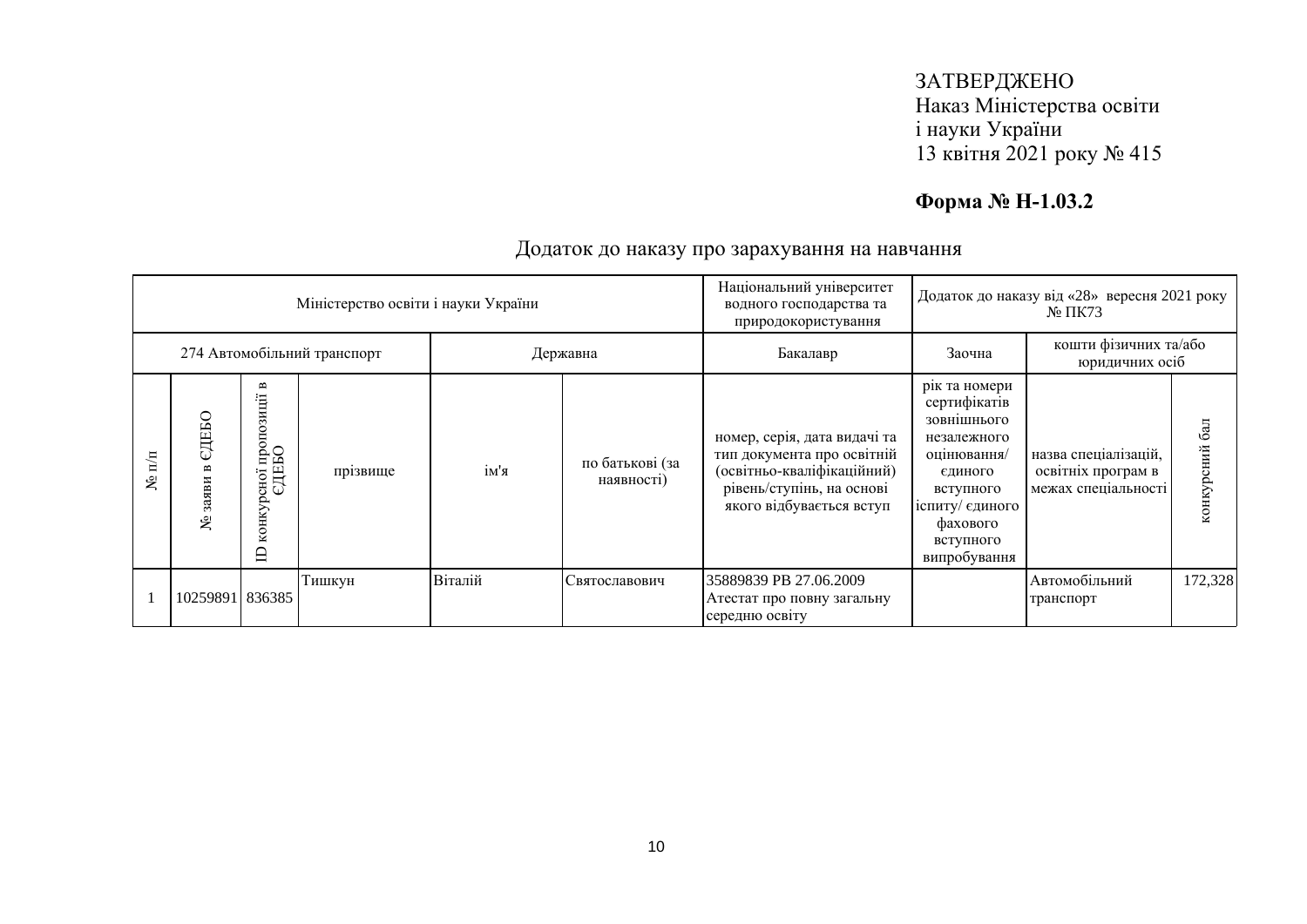ЗАТВЕРДЖЕНО
Наказ Міністерства освіти
і науки України
13 квітня 2021 року № 415

**Форма № Н-1.03.2**

Додаток до наказу про зарахування на навчання

| Міністерство освіти і науки України | | | | | | Національний університет водного господарства та природокористування | Додаток до наказу від «28» вересня 2021 року № ПК73 | | |
|---|---|---|---|---|---|---|---|---|---|
| 274 Автомобільний транспорт | | | | Державна | | Бакалавр | Заочна | кошти фізичних та/або юридичних осіб | |
| № п/п | № заяви в ЄДЕБО | ID конкурсної пропозиції в ЄДЕБО | прізвище | ім'я | по батькові (за наявності) | номер, серія, дата видачі та тип документа про освітній (освітньо-кваліфікаційний) рівень/ступінь, на основі якого відбувається вступ | рік та номери сертифікатів зовнішнього незалежного оцінювання/ єдиного вступного іспиту/ єдиного фахового вступного випробування | назва спеціалізацій, освітніх програм в межах спеціальності | конкурсний бал |
| 1 | 10259891 | 836385 | Тишкун | Віталій | Святославович | 35889839 РВ 27.06.2009 Атестат про повну загальну середню освіту | | Автомобільний транспорт | 172,328 |